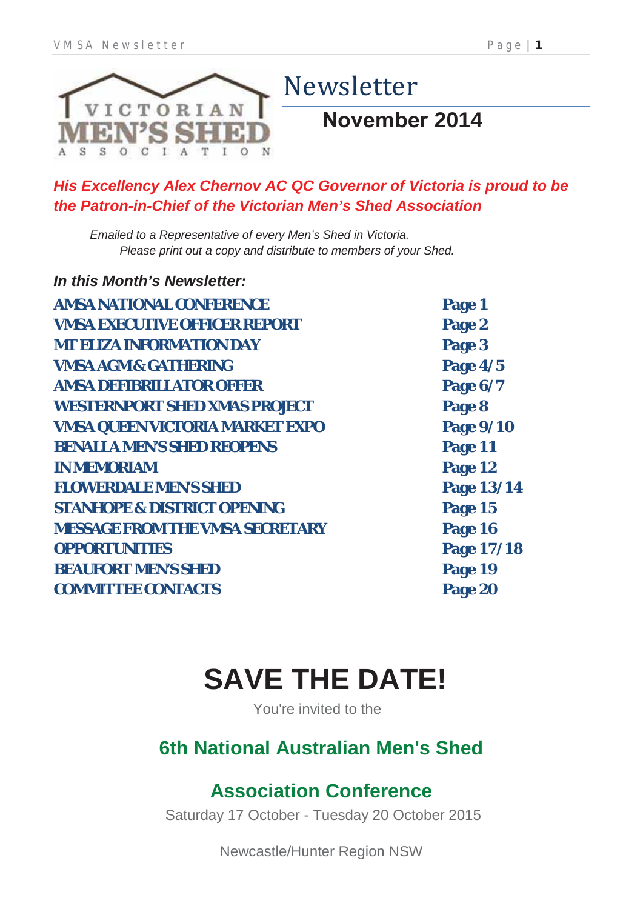# Newsletter

## November 2014

***His Excellency Alex Chernov AC QC Governor of Victoria is proud to be the Patron-in-Chief of the Victorian Men's Shed Association***

*Emailed to a Representative of every Men's Shed in Victoria.*
*Please print out a copy and distribute to members of your Shed.*

***In this Month's Newsletter:***

| | |
|---|---|
| **AMSA NATIONAL CONFERENCE** | **Page 1** |
| **VMSA EXECUTIVE OFFICER REPORT** | **Page 2** |
| **MT ELIZA INFORMATION DAY** | **Page 3** |
| **VMSA AGM & GATHERING** | **Page 4/5** |
| **AMSA DEFIBRILLATOR OFFER** | **Page 6/7** |
| **WESTERNPORT SHED XMAS PROJECT** | **Page 8** |
| **VMSA QUEEN VICTORIA MARKET EXPO** | **Page 9/10** |
| **BENALLA MEN'S SHED REOPENS** | **Page 11** |
| **IN MEMORIAM** | **Page 12** |
| **FLOWERDALE MEN'S SHED** | **Page 13/14** |
| **STANHOPE & DISTRICT OPENING** | **Page 15** |
| **MESSAGE FROM THE VMSA SECRETARY** | **Page 16** |
| **OPPORTUNITIES** | **Page 17/18** |
| **BEAUFORT MEN'S SHED** | **Page 19** |
| **COMMITTEE CONTACTS** | **Page 20** |

# SAVE THE DATE!

You're invited to the

## 6th National Australian Men's Shed

## Association Conference

Saturday 17 October - Tuesday 20 October 2015

Newcastle/Hunter Region NSW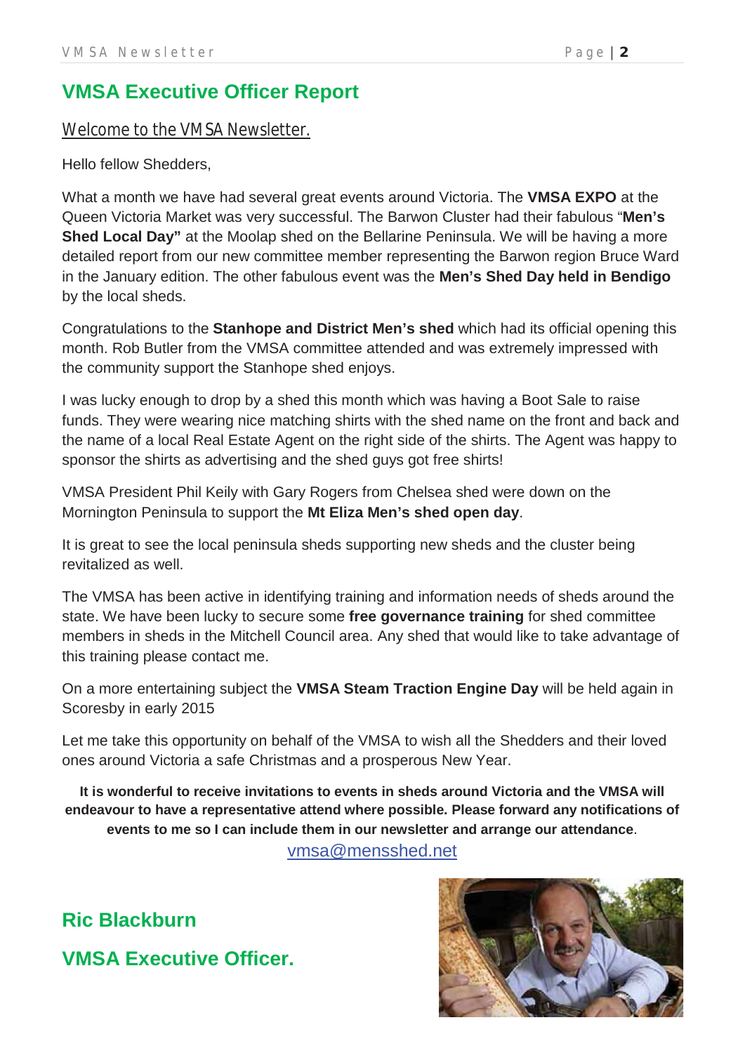# VMSA Executive Officer Report

## Welcome to the VMSA Newsletter.

Hello fellow Shedders,

What a month we have had several great events around Victoria. The **VMSA EXPO** at the Queen Victoria Market was very successful. The Barwon Cluster had their fabulous "**Men's Shed Local Day"** at the Moolap shed on the Bellarine Peninsula. We will be having a more detailed report from our new committee member representing the Barwon region Bruce Ward in the January edition. The other fabulous event was the **Men's Shed Day held in Bendigo** by the local sheds.

Congratulations to the **Stanhope and District Men's shed** which had its official opening this month. Rob Butler from the VMSA committee attended and was extremely impressed with the community support the Stanhope shed enjoys.

I was lucky enough to drop by a shed this month which was having a Boot Sale to raise funds. They were wearing nice matching shirts with the shed name on the front and back and the name of a local Real Estate Agent on the right side of the shirts. The Agent was happy to sponsor the shirts as advertising and the shed guys got free shirts!

VMSA President Phil Keily with Gary Rogers from Chelsea shed were down on the Mornington Peninsula to support the **Mt Eliza Men's shed open day**.

It is great to see the local peninsula sheds supporting new sheds and the cluster being revitalized as well.

The VMSA has been active in identifying training and information needs of sheds around the state. We have been lucky to secure some **free governance training** for shed committee members in sheds in the Mitchell Council area. Any shed that would like to take advantage of this training please contact me.

On a more entertaining subject the **VMSA Steam Traction Engine Day** will be held again in Scoresby in early 2015

Let me take this opportunity on behalf of the VMSA to wish all the Shedders and their loved ones around Victoria a safe Christmas and a prosperous New Year.

**It is wonderful to receive invitations to events in sheds around Victoria and the VMSA will endeavour to have a representative attend where possible. Please forward any notifications of events to me so I can include them in our newsletter and arrange our attendance**.

vmsa@mensshed.net

**Ric Blackburn**

**VMSA Executive Officer.**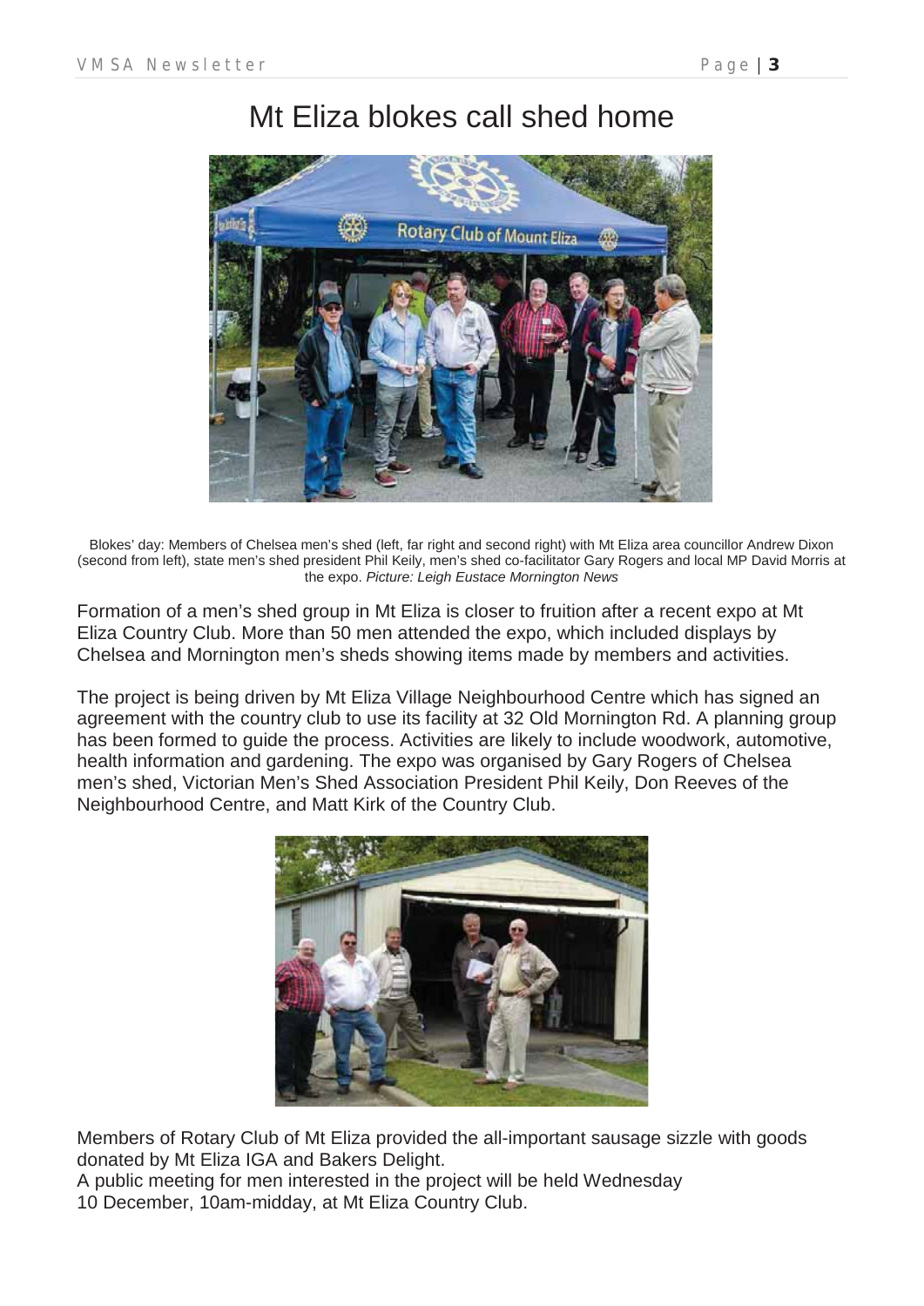# Mt Eliza blokes call shed home

Blokes' day: Members of Chelsea men's shed (left, far right and second right) with Mt Eliza area councillor Andrew Dixon (second from left), state men's shed president Phil Keily, men's shed co-facilitator Gary Rogers and local MP David Morris at the expo. *Picture: Leigh Eustace Mornington News*

Formation of a men's shed group in Mt Eliza is closer to fruition after a recent expo at Mt Eliza Country Club. More than 50 men attended the expo, which included displays by Chelsea and Mornington men's sheds showing items made by members and activities.

The project is being driven by Mt Eliza Village Neighbourhood Centre which has signed an agreement with the country club to use its facility at 32 Old Mornington Rd. A planning group has been formed to guide the process. Activities are likely to include woodwork, automotive, health information and gardening. The expo was organised by Gary Rogers of Chelsea men's shed, Victorian Men's Shed Association President Phil Keily, Don Reeves of the Neighbourhood Centre, and Matt Kirk of the Country Club.

Members of Rotary Club of Mt Eliza provided the all-important sausage sizzle with goods donated by Mt Eliza IGA and Bakers Delight.
A public meeting for men interested in the project will be held Wednesday 10 December, 10am-midday, at Mt Eliza Country Club.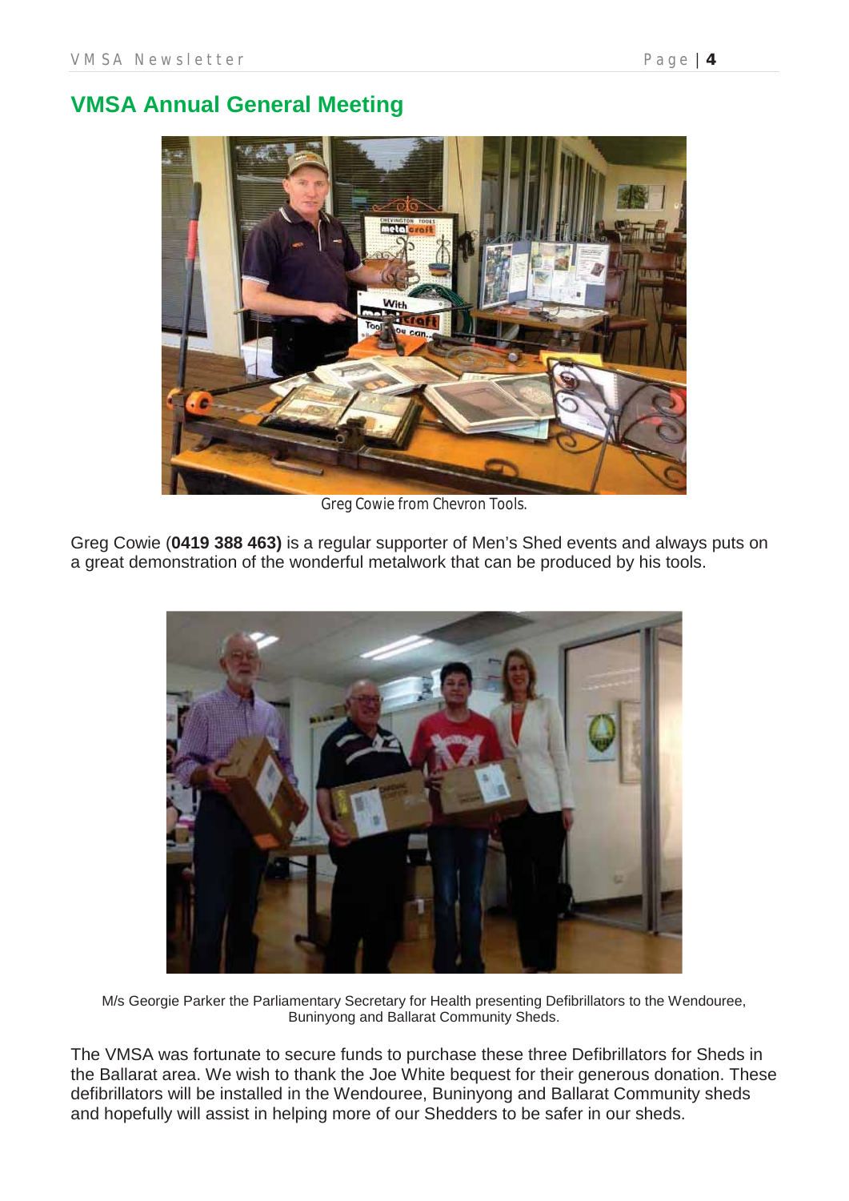## VMSA Annual General Meeting

Greg Cowie from Chevron Tools.

Greg Cowie (**0419 388 463)** is a regular supporter of Men's Shed events and always puts on a great demonstration of the wonderful metalwork that can be produced by his tools.

M/s Georgie Parker the Parliamentary Secretary for Health presenting Defibrillators to the Wendouree, Buninyong and Ballarat Community Sheds.

The VMSA was fortunate to secure funds to purchase these three Defibrillators for Sheds in the Ballarat area. We wish to thank the Joe White bequest for their generous donation. These defibrillators will be installed in the Wendouree, Buninyong and Ballarat Community sheds and hopefully will assist in helping more of our Shedders to be safer in our sheds.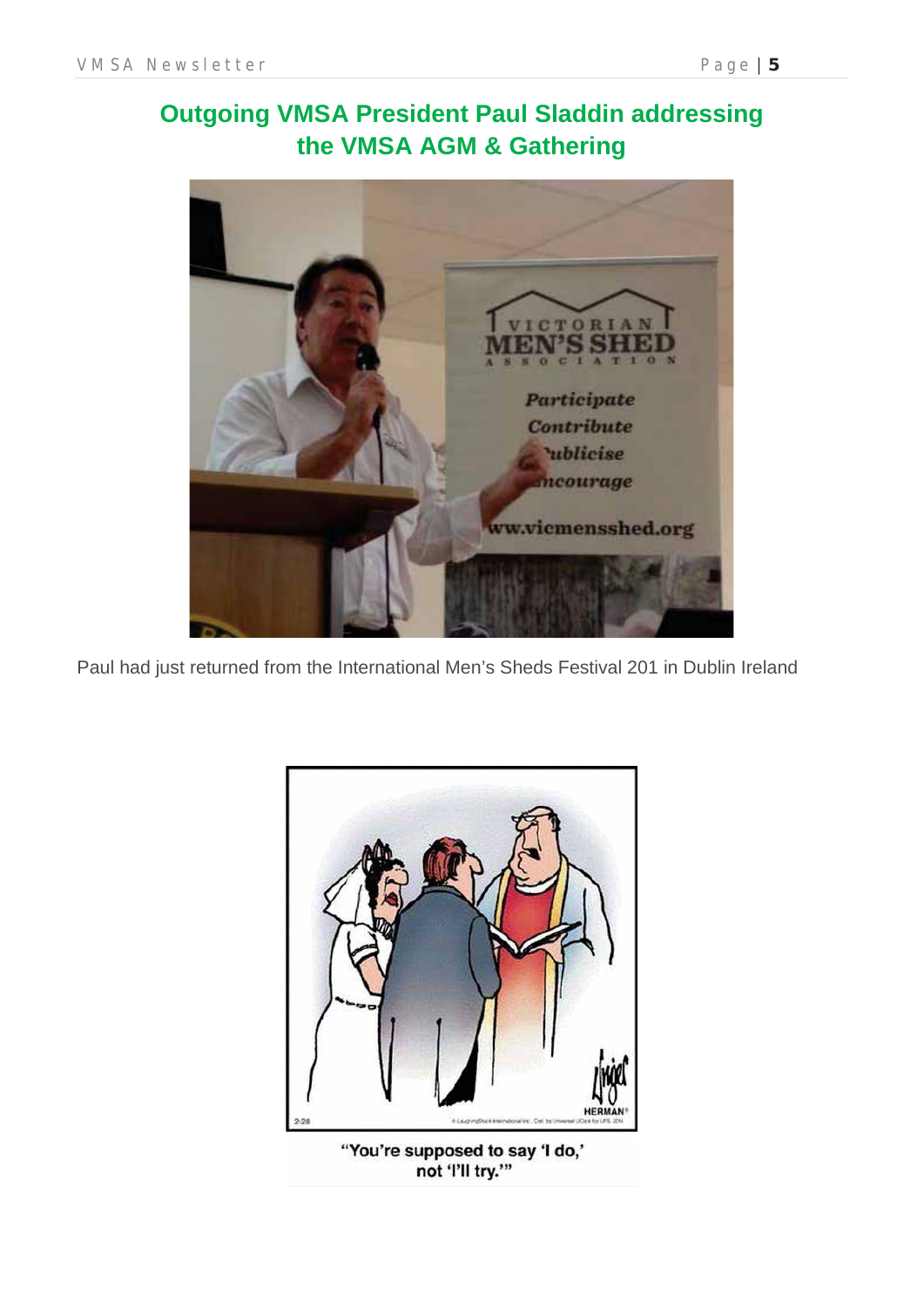## Outgoing VMSA President Paul Sladdin addressing the VMSA AGM & Gathering

Paul had just returned from the International Men's Sheds Festival 201 in Dublin Ireland

"You're supposed to say 'I do,' not 'I'll try.'"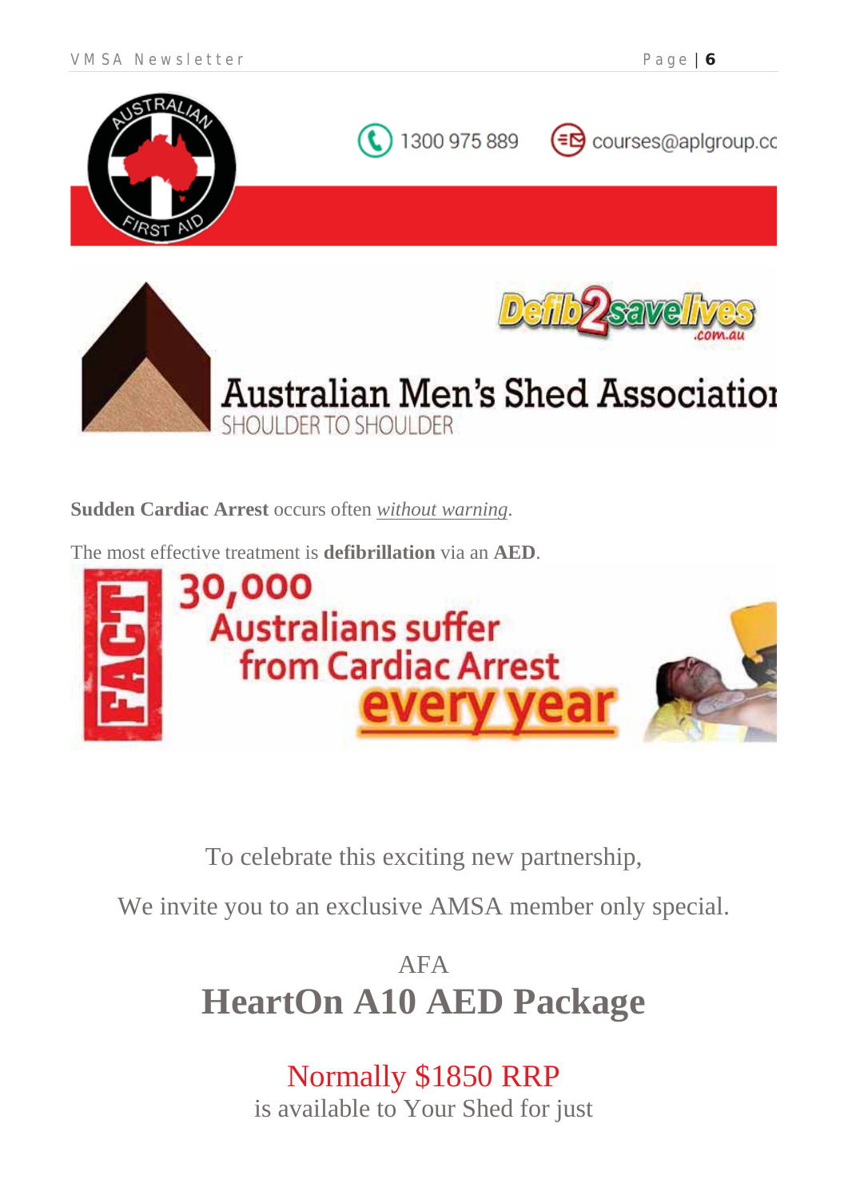1300 975 889 courses@aplgroup.co

Australian Men's Shed Association
SHOULDER TO SHOULDER

Defib2savelives.com.au

**Sudden Cardiac Arrest** occurs often *without warning*.

The most effective treatment is **defibrillation** via an **AED**.

FACT 30,000 Australians suffer from Cardiac Arrest every year

To celebrate this exciting new partnership,

We invite you to an exclusive AMSA member only special.

AFA

## HeartOn A10 AED Package

Normally $1850 RRP

is available to Your Shed for just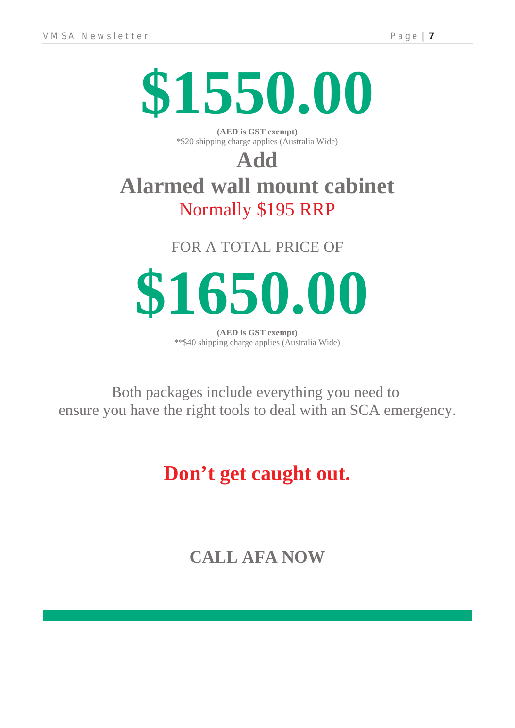# $1550.00

**(AED is GST exempt)**
*$20 shipping charge applies (Australia Wide)

## Add
## Alarmed wall mount cabinet

Normally $195 RRP

FOR A TOTAL PRICE OF

# $1650.00

**(AED is GST exempt)**
**$40 shipping charge applies (Australia Wide)

Both packages include everything you need to ensure you have the right tools to deal with an SCA emergency.

## Don’t get caught out.

## CALL AFA NOW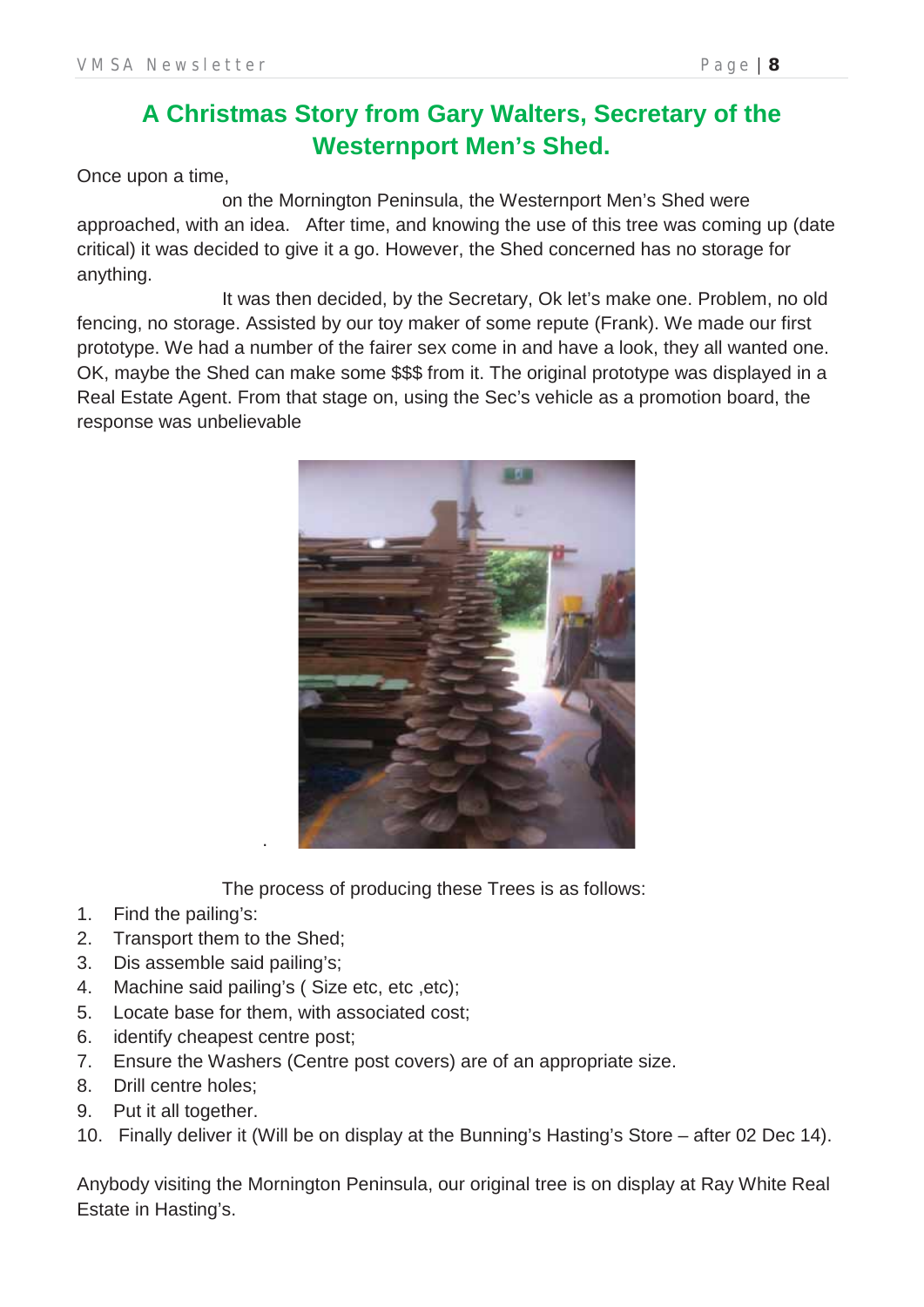# A Christmas Story from Gary Walters, Secretary of the Westernport Men's Shed.

Once upon a time,

on the Mornington Peninsula, the Westernport Men's Shed were approached, with an idea. After time, and knowing the use of this tree was coming up (date critical) it was decided to give it a go. However, the Shed concerned has no storage for anything.

It was then decided, by the Secretary, Ok let's make one. Problem, no old fencing, no storage. Assisted by our toy maker of some repute (Frank). We made our first prototype. We had a number of the fairer sex come in and have a look, they all wanted one. OK, maybe the Shed can make some $$$ from it. The original prototype was displayed in a Real Estate Agent. From that stage on, using the Sec's vehicle as a promotion board, the response was unbelievable

.

The process of producing these Trees is as follows:

1. Find the pailing's:
2. Transport them to the Shed;
3. Dis assemble said pailing's;
4. Machine said pailing's ( Size etc, etc ,etc);
5. Locate base for them, with associated cost;
6. identify cheapest centre post;
7. Ensure the Washers (Centre post covers) are of an appropriate size.
8. Drill centre holes;
9. Put it all together.
10. Finally deliver it (Will be on display at the Bunning's Hasting's Store – after 02 Dec 14).

Anybody visiting the Mornington Peninsula, our original tree is on display at Ray White Real Estate in Hasting's.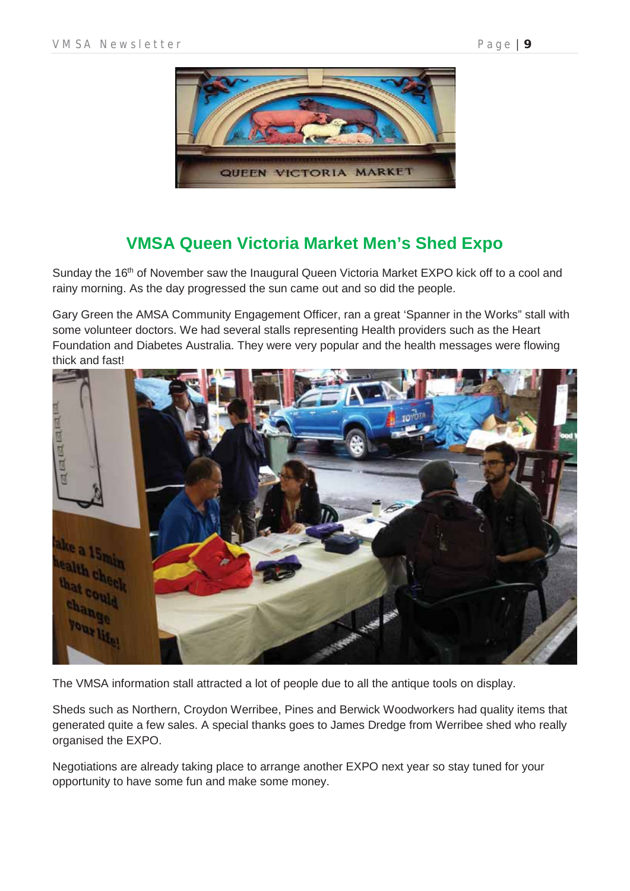## VMSA Queen Victoria Market Men's Shed Expo

Sunday the 16th of November saw the Inaugural Queen Victoria Market EXPO kick off to a cool and rainy morning. As the day progressed the sun came out and so did the people.

Gary Green the AMSA Community Engagement Officer, ran a great 'Spanner in the Works" stall with some volunteer doctors. We had several stalls representing Health providers such as the Heart Foundation and Diabetes Australia. They were very popular and the health messages were flowing thick and fast!

The VMSA information stall attracted a lot of people due to all the antique tools on display.

Sheds such as Northern, Croydon Werribee, Pines and Berwick Woodworkers had quality items that generated quite a few sales. A special thanks goes to James Dredge from Werribee shed who really organised the EXPO.

Negotiations are already taking place to arrange another EXPO next year so stay tuned for your opportunity to have some fun and make some money.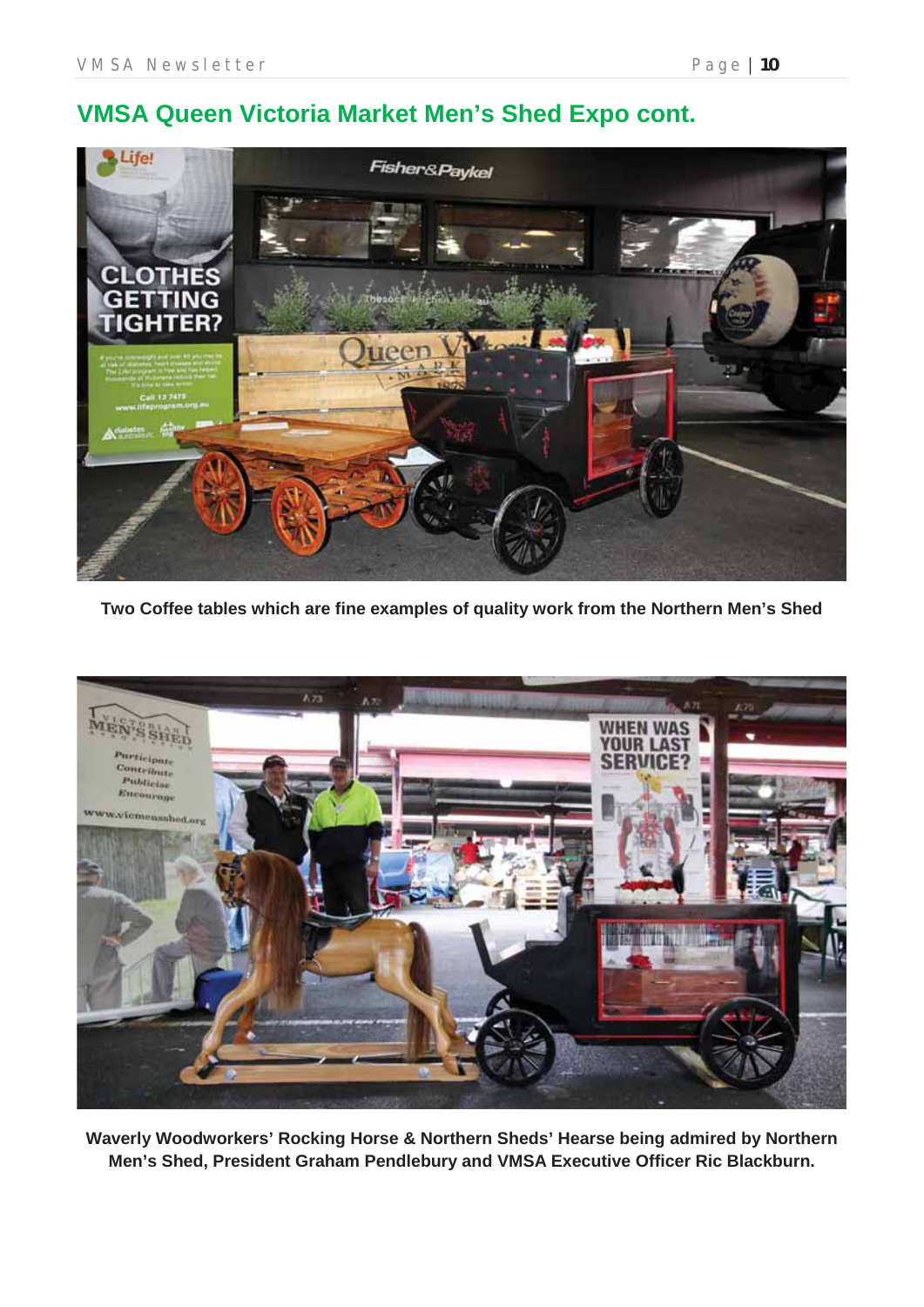## VMSA Queen Victoria Market Men's Shed Expo cont.

**Two Coffee tables which are fine examples of quality work from the Northern Men's Shed**

**Waverly Woodworkers' Rocking Horse & Northern Sheds' Hearse being admired by Northern Men's Shed, President Graham Pendlebury and VMSA Executive Officer Ric Blackburn.**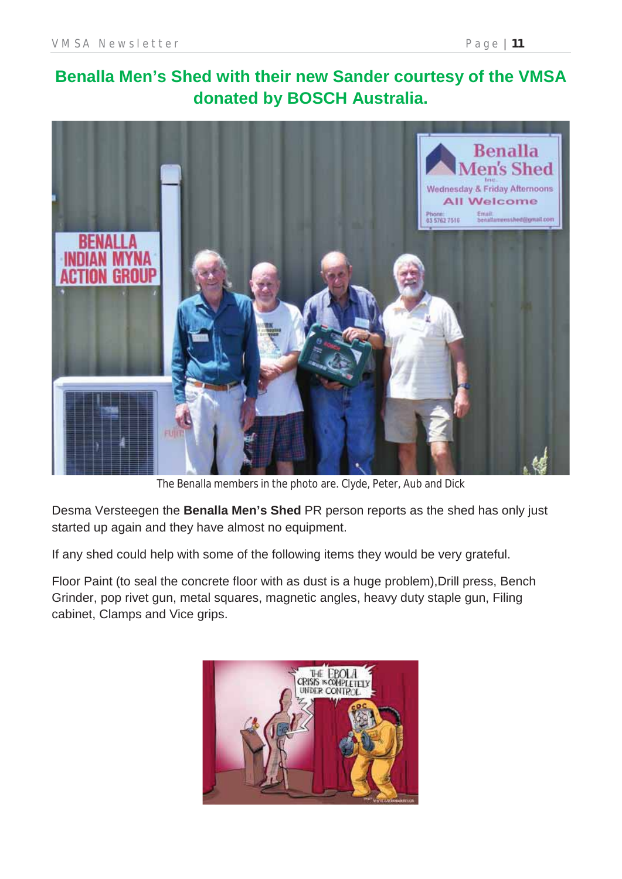## Benalla Men's Shed with their new Sander courtesy of the VMSA donated by BOSCH Australia.

The Benalla members in the photo are. Clyde, Peter, Aub and Dick

Desma Versteegen the **Benalla Men's Shed** PR person reports as the shed has only just started up again and they have almost no equipment.

If any shed could help with some of the following items they would be very grateful.

Floor Paint (to seal the concrete floor with as dust is a huge problem),Drill press, Bench Grinder, pop rivet gun, metal squares, magnetic angles, heavy duty staple gun, Filing cabinet, Clamps and Vice grips.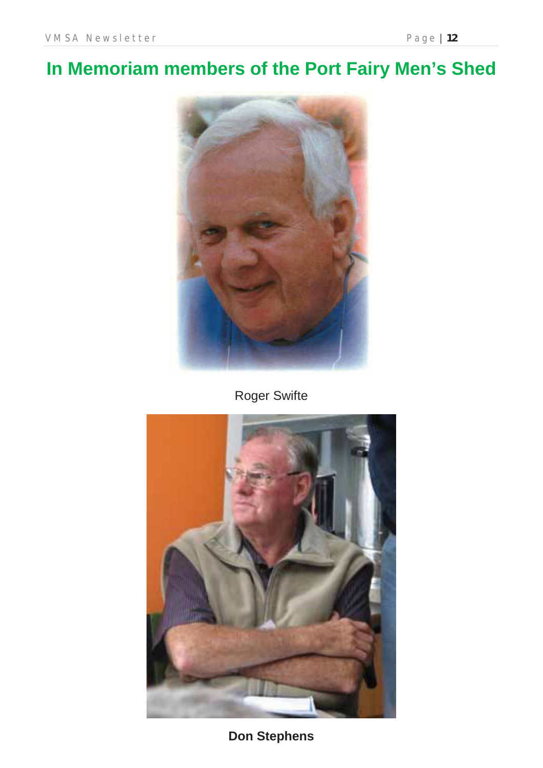# In Memoriam members of the Port Fairy Men's Shed

Roger Swifte

**Don Stephens**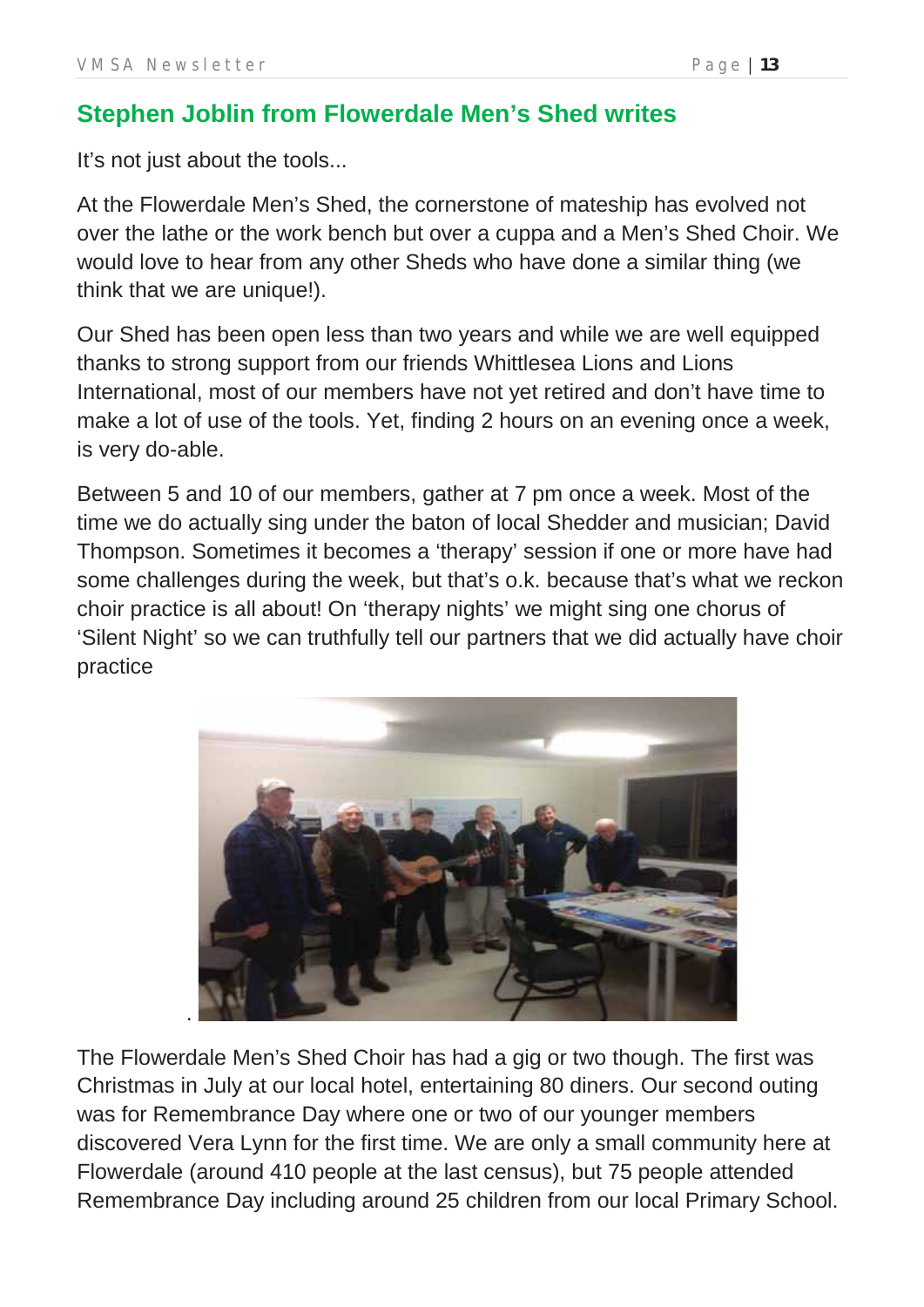## Stephen Joblin from Flowerdale Men's Shed writes

It's not just about the tools...

At the Flowerdale Men's Shed, the cornerstone of mateship has evolved not over the lathe or the work bench but over a cuppa and a Men's Shed Choir. We would love to hear from any other Sheds who have done a similar thing (we think that we are unique!).

Our Shed has been open less than two years and while we are well equipped thanks to strong support from our friends Whittlesea Lions and Lions International, most of our members have not yet retired and don't have time to make a lot of use of the tools. Yet, finding 2 hours on an evening once a week, is very do-able.

Between 5 and 10 of our members, gather at 7 pm once a week. Most of the time we do actually sing under the baton of local Shedder and musician; David Thompson. Sometimes it becomes a 'therapy' session if one or more have had some challenges during the week, but that's o.k. because that's what we reckon choir practice is all about! On 'therapy nights' we might sing one chorus of 'Silent Night' so we can truthfully tell our partners that we did actually have choir practice

The Flowerdale Men's Shed Choir has had a gig or two though. The first was Christmas in July at our local hotel, entertaining 80 diners. Our second outing was for Remembrance Day where one or two of our younger members discovered Vera Lynn for the first time. We are only a small community here at Flowerdale (around 410 people at the last census), but 75 people attended Remembrance Day including around 25 children from our local Primary School.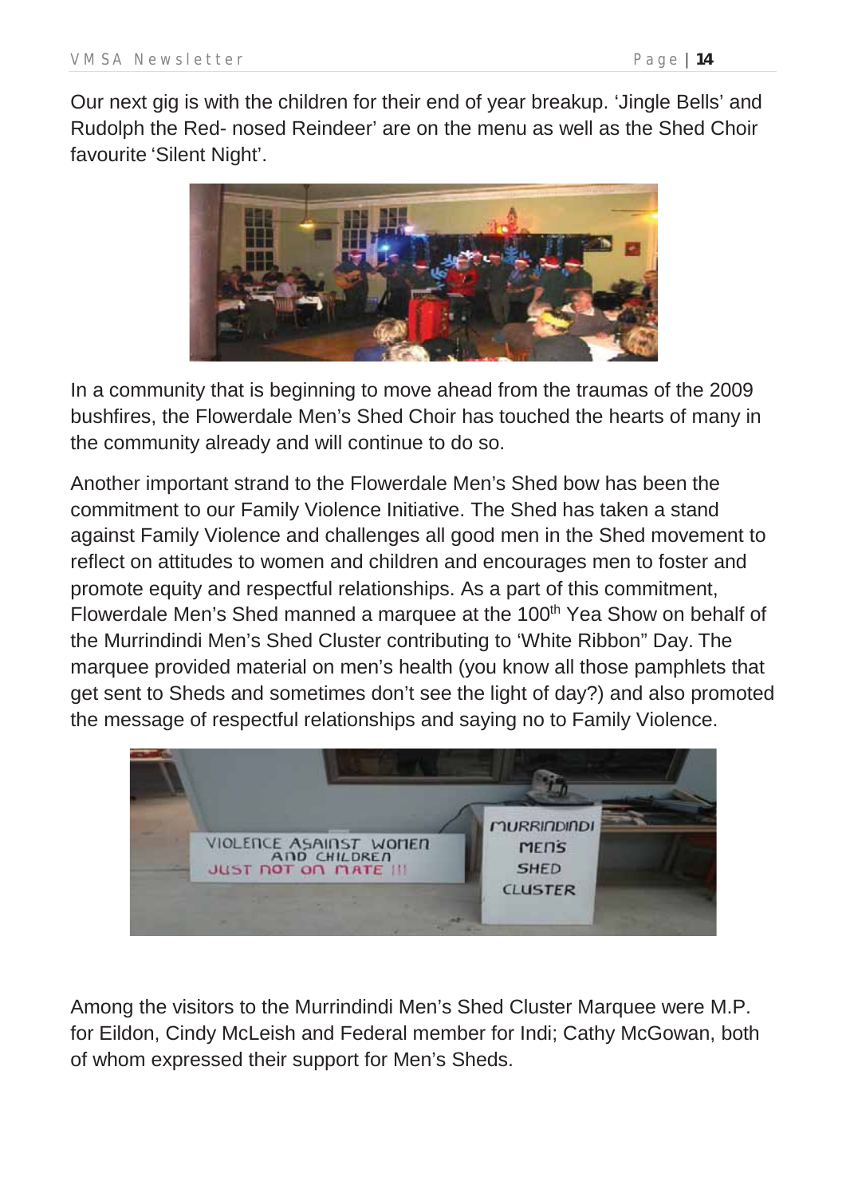Our next gig is with the children for their end of year breakup. 'Jingle Bells' and Rudolph the Red- nosed Reindeer' are on the menu as well as the Shed Choir favourite 'Silent Night'.

In a community that is beginning to move ahead from the traumas of the 2009 bushfires, the Flowerdale Men's Shed Choir has touched the hearts of many in the community already and will continue to do so.

Another important strand to the Flowerdale Men's Shed bow has been the commitment to our Family Violence Initiative. The Shed has taken a stand against Family Violence and challenges all good men in the Shed movement to reflect on attitudes to women and children and encourages men to foster and promote equity and respectful relationships. As a part of this commitment, Flowerdale Men's Shed manned a marquee at the 100th Yea Show on behalf of the Murrindindi Men's Shed Cluster contributing to 'White Ribbon" Day. The marquee provided material on men's health (you know all those pamphlets that get sent to Sheds and sometimes don't see the light of day?) and also promoted the message of respectful relationships and saying no to Family Violence.

Among the visitors to the Murrindindi Men's Shed Cluster Marquee were M.P. for Eildon, Cindy McLeish and Federal member for Indi; Cathy McGowan, both of whom expressed their support for Men's Sheds.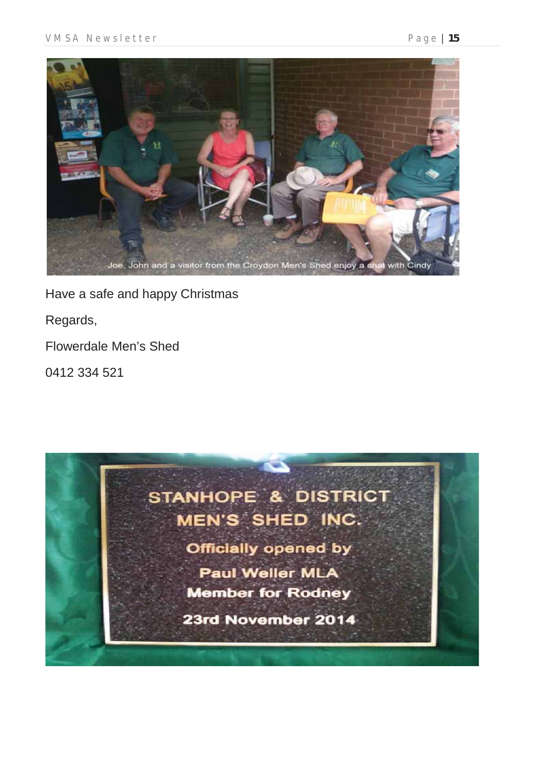Joe, John and a visitor from the Croydon Men's Shed enjoy a chat with Cindy

Have a safe and happy Christmas

Regards,

Flowerdale Men's Shed

0412 334 521

STANHOPE & DISTRICT MEN'S SHED INC.

Officially opened by

Paul Weller MLA

Member for Rodney

23rd November 2014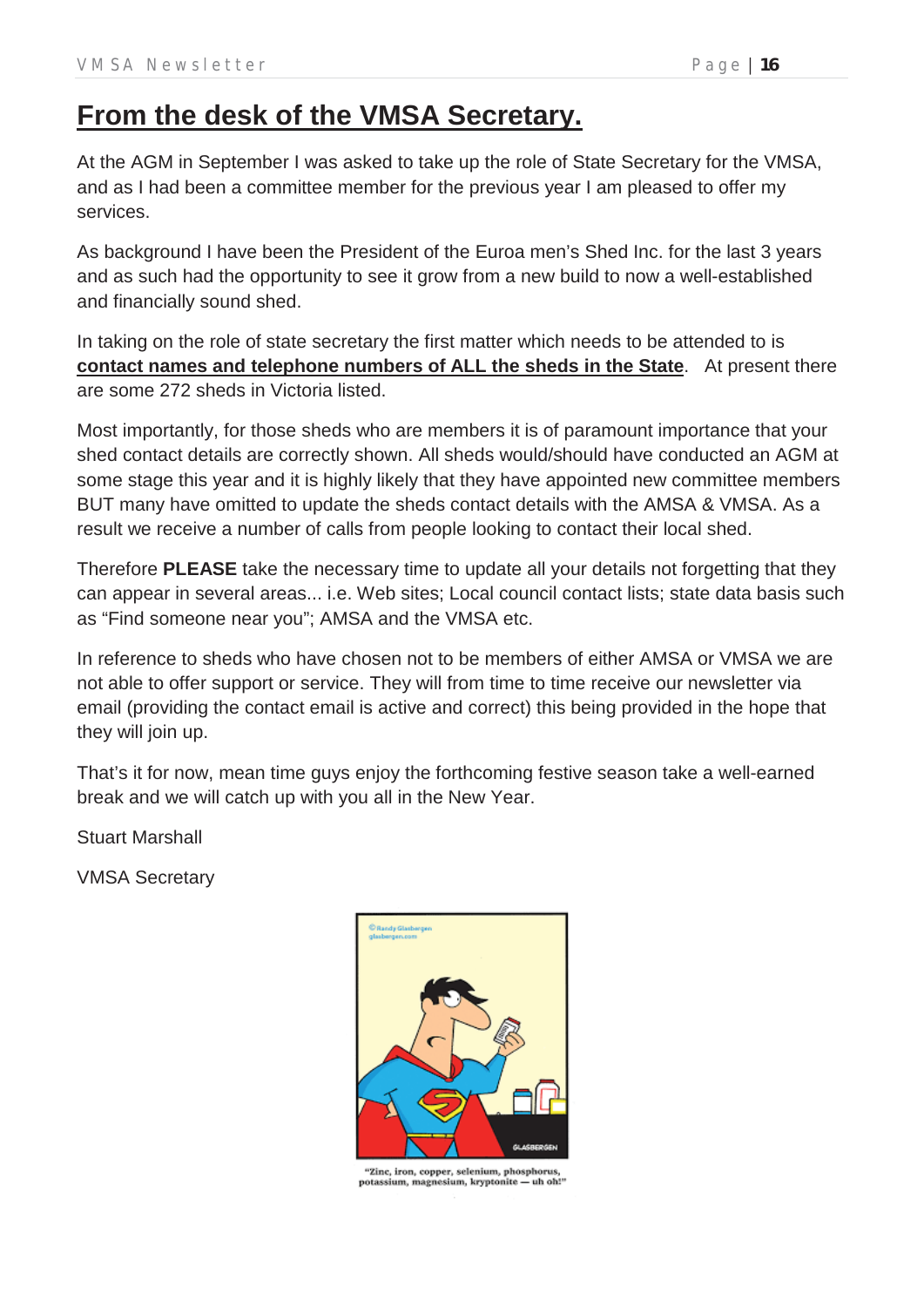# From the desk of the VMSA Secretary.

At the AGM in September I was asked to take up the role of State Secretary for the VMSA, and as I had been a committee member for the previous year I am pleased to offer my services.

As background I have been the President of the Euroa men's Shed Inc. for the last 3 years and as such had the opportunity to see it grow from a new build to now a well-established and financially sound shed.

In taking on the role of state secretary the first matter which needs to be attended to is **contact names and telephone numbers of ALL the sheds in the State**. At present there are some 272 sheds in Victoria listed.

Most importantly, for those sheds who are members it is of paramount importance that your shed contact details are correctly shown. All sheds would/should have conducted an AGM at some stage this year and it is highly likely that they have appointed new committee members BUT many have omitted to update the sheds contact details with the AMSA & VMSA. As a result we receive a number of calls from people looking to contact their local shed.

Therefore **PLEASE** take the necessary time to update all your details not forgetting that they can appear in several areas... i.e. Web sites; Local council contact lists; state data basis such as "Find someone near you"; AMSA and the VMSA etc.

In reference to sheds who have chosen not to be members of either AMSA or VMSA we are not able to offer support or service. They will from time to time receive our newsletter via email (providing the contact email is active and correct) this being provided in the hope that they will join up.

That's it for now, mean time guys enjoy the forthcoming festive season take a well-earned break and we will catch up with you all in the New Year.

Stuart Marshall

VMSA Secretary

"Zinc, iron, copper, selenium, phosphorus, potassium, magnesium, kryptonite — uh oh!"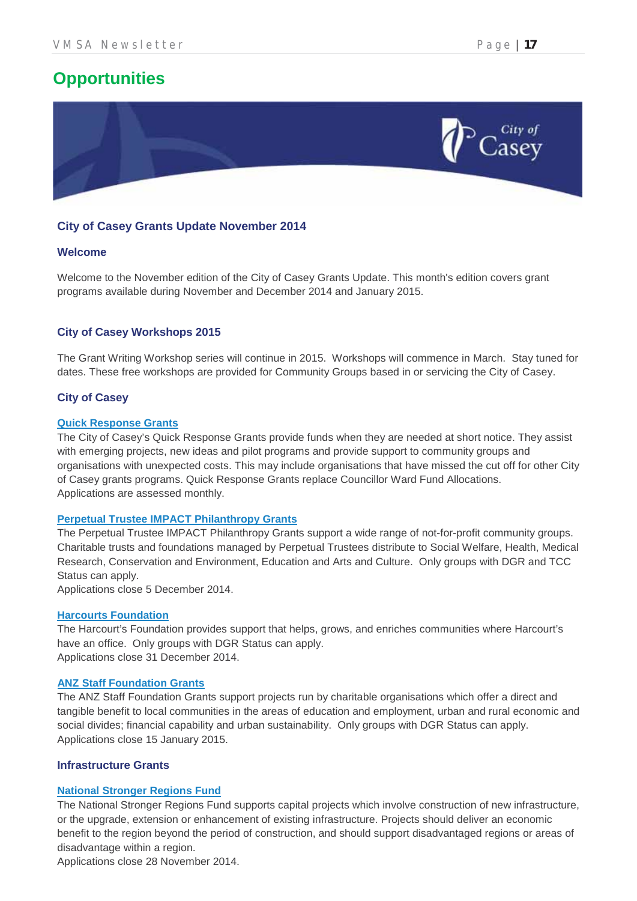# Opportunities

## City of Casey Grants Update November 2014

### Welcome

Welcome to the November edition of the City of Casey Grants Update. This month's edition covers grant programs available during November and December 2014 and January 2015.

### City of Casey Workshops 2015

The Grant Writing Workshop series will continue in 2015. Workshops will commence in March. Stay tuned for dates. These free workshops are provided for Community Groups based in or servicing the City of Casey.

### City of Casey

**Quick Response Grants**

The City of Casey's Quick Response Grants provide funds when they are needed at short notice. They assist with emerging projects, new ideas and pilot programs and provide support to community groups and organisations with unexpected costs. This may include organisations that have missed the cut off for other City of Casey grants programs. Quick Response Grants replace Councillor Ward Fund Allocations.
Applications are assessed monthly.

**Perpetual Trustee IMPACT Philanthropy Grants**

The Perpetual Trustee IMPACT Philanthropy Grants support a wide range of not-for-profit community groups. Charitable trusts and foundations managed by Perpetual Trustees distribute to Social Welfare, Health, Medical Research, Conservation and Environment, Education and Arts and Culture. Only groups with DGR and TCC Status can apply.
Applications close 5 December 2014.

**Harcourts Foundation**

The Harcourt's Foundation provides support that helps, grows, and enriches communities where Harcourt's have an office. Only groups with DGR Status can apply.
Applications close 31 December 2014.

**ANZ Staff Foundation Grants**

The ANZ Staff Foundation Grants support projects run by charitable organisations which offer a direct and tangible benefit to local communities in the areas of education and employment, urban and rural economic and social divides; financial capability and urban sustainability. Only groups with DGR Status can apply.
Applications close 15 January 2015.

### Infrastructure Grants

**National Stronger Regions Fund**

The National Stronger Regions Fund supports capital projects which involve construction of new infrastructure, or the upgrade, extension or enhancement of existing infrastructure. Projects should deliver an economic benefit to the region beyond the period of construction, and should support disadvantaged regions or areas of disadvantage within a region.
Applications close 28 November 2014.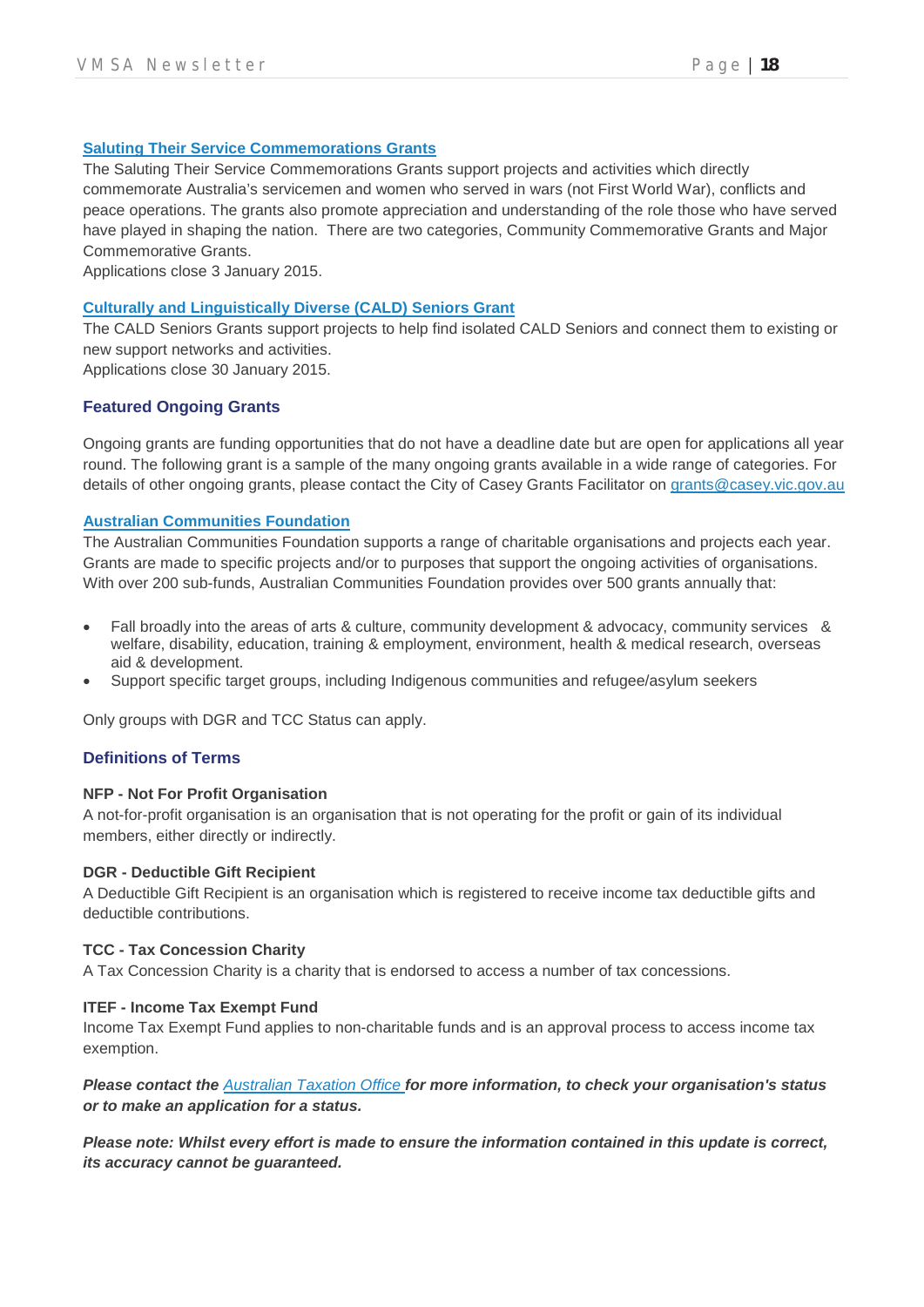### [Saluting Their Service Commemorations Grants]

The Saluting Their Service Commemorations Grants support projects and activities which directly commemorate Australia's servicemen and women who served in wars (not First World War), conflicts and peace operations. The grants also promote appreciation and understanding of the role those who have served have played in shaping the nation. There are two categories, Community Commemorative Grants and Major Commemorative Grants.

Applications close 3 January 2015.

### [Culturally and Linguistically Diverse (CALD) Seniors Grant]

The CALD Seniors Grants support projects to help find isolated CALD Seniors and connect them to existing or new support networks and activities.

Applications close 30 January 2015.

## Featured Ongoing Grants

Ongoing grants are funding opportunities that do not have a deadline date but are open for applications all year round. The following grant is a sample of the many ongoing grants available in a wide range of categories. For details of other ongoing grants, please contact the City of Casey Grants Facilitator on grants@casey.vic.gov.au

### [Australian Communities Foundation]

The Australian Communities Foundation supports a range of charitable organisations and projects each year. Grants are made to specific projects and/or to purposes that support the ongoing activities of organisations. With over 200 sub-funds, Australian Communities Foundation provides over 500 grants annually that:

- Fall broadly into the areas of arts & culture, community development & advocacy, community services & welfare, disability, education, training & employment, environment, health & medical research, overseas aid & development.
- Support specific target groups, including Indigenous communities and refugee/asylum seekers

Only groups with DGR and TCC Status can apply.

## Definitions of Terms

**NFP - Not For Profit Organisation**
A not-for-profit organisation is an organisation that is not operating for the profit or gain of its individual members, either directly or indirectly.

**DGR - Deductible Gift Recipient**
A Deductible Gift Recipient is an organisation which is registered to receive income tax deductible gifts and deductible contributions.

**TCC - Tax Concession Charity**
A Tax Concession Charity is a charity that is endorsed to access a number of tax concessions.

**ITEF - Income Tax Exempt Fund**
Income Tax Exempt Fund applies to non-charitable funds and is an approval process to access income tax exemption.

***Please contact the Australian Taxation Office for more information, to check your organisation's status or to make an application for a status.***

***Please note: Whilst every effort is made to ensure the information contained in this update is correct, its accuracy cannot be guaranteed.***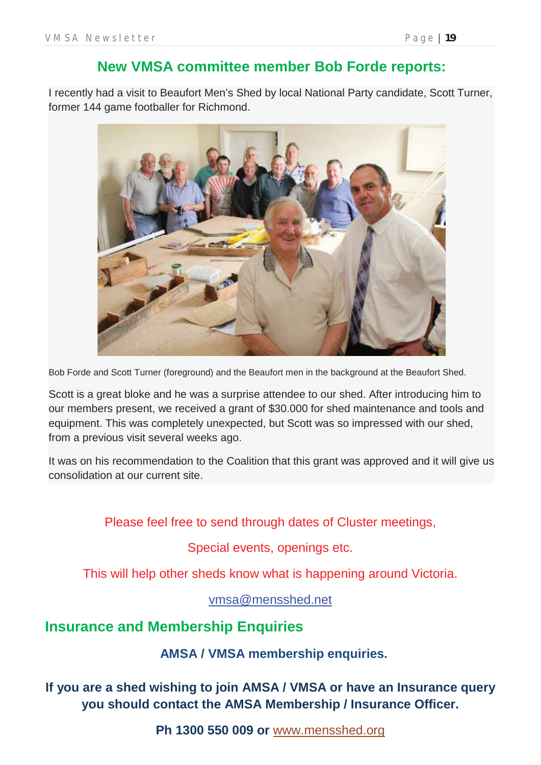## New VMSA committee member Bob Forde reports:

I recently had a visit to Beaufort Men's Shed by local National Party candidate, Scott Turner, former 144 game footballer for Richmond.

Bob Forde and Scott Turner (foreground) and the Beaufort men in the background at the Beaufort Shed.

Scott is a great bloke and he was a surprise attendee to our shed. After introducing him to our members present, we received a grant of $30.000 for shed maintenance and tools and equipment. This was completely unexpected, but Scott was so impressed with our shed, from a previous visit several weeks ago.

It was on his recommendation to the Coalition that this grant was approved and it will give us consolidation at our current site.

Please feel free to send through dates of Cluster meetings,

Special events, openings etc.

This will help other sheds know what is happening around Victoria.

vmsa@mensshed.net

## Insurance and Membership Enquiries

**AMSA / VMSA membership enquiries.**

**If you are a shed wishing to join AMSA / VMSA or have an Insurance query you should contact the AMSA Membership / Insurance Officer.**

**Ph 1300 550 009 or** www.mensshed.org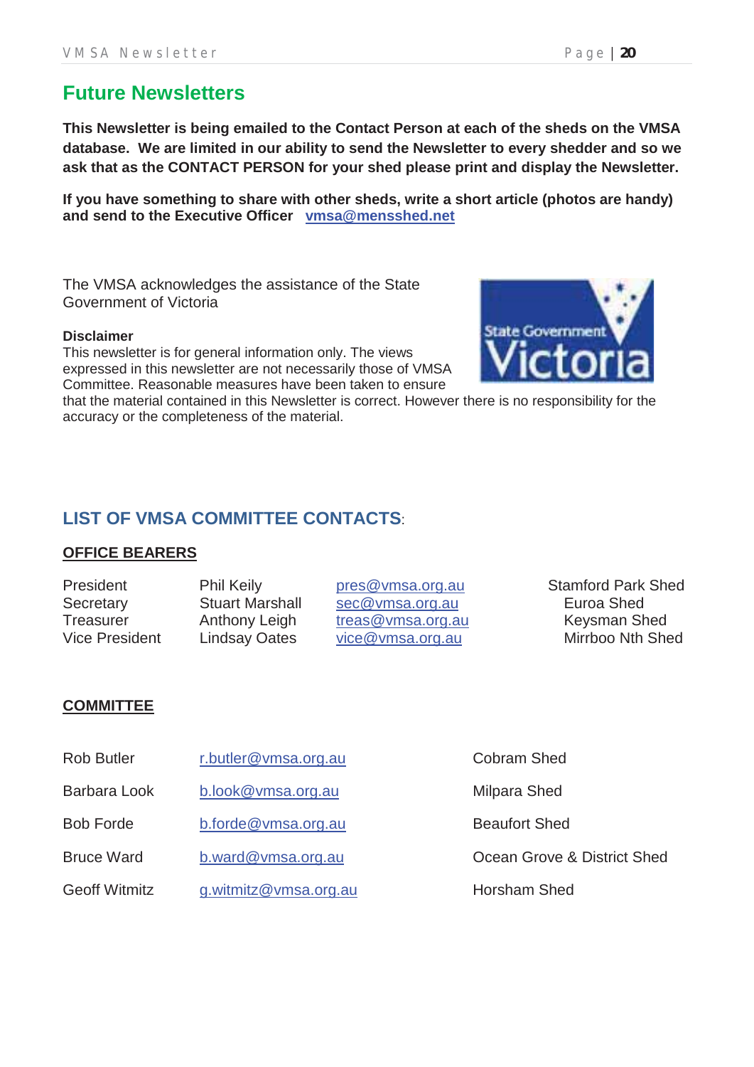## Future Newsletters

**This Newsletter is being emailed to the Contact Person at each of the sheds on the VMSA database. We are limited in our ability to send the Newsletter to every shedder and so we ask that as the CONTACT PERSON for your shed please print and display the Newsletter.**

**If you have something to share with other sheds, write a short article (photos are handy) and send to the Executive Officer vmsa@mensshed.net**

The VMSA acknowledges the assistance of the State Government of Victoria

**Disclaimer**
This newsletter is for general information only. The views expressed in this newsletter are not necessarily those of VMSA Committee. Reasonable measures have been taken to ensure that the material contained in this Newsletter is correct. However there is no responsibility for the accuracy or the completeness of the material.

## LIST OF VMSA COMMITTEE CONTACTS:

### OFFICE BEARERS

| | | | |
|---|---|---|---|
| President | Phil Keily | pres@vmsa.org.au | Stamford Park Shed |
| Secretary | Stuart Marshall | sec@vmsa.org.au | Euroa Shed |
| Treasurer | Anthony Leigh | treas@vmsa.org.au | Keysman Shed |
| Vice President | Lindsay Oates | vice@vmsa.org.au | Mirrboo Nth Shed |

### COMMITTEE

| | | |
|---|---|---|
| Rob Butler | r.butler@vmsa.org.au | Cobram Shed |
| Barbara Look | b.look@vmsa.org.au | Milpara Shed |
| Bob Forde | b.forde@vmsa.org.au | Beaufort Shed |
| Bruce Ward | b.ward@vmsa.org.au | Ocean Grove & District Shed |
| Geoff Witmitz | g.witmitz@vmsa.org.au | Horsham Shed |